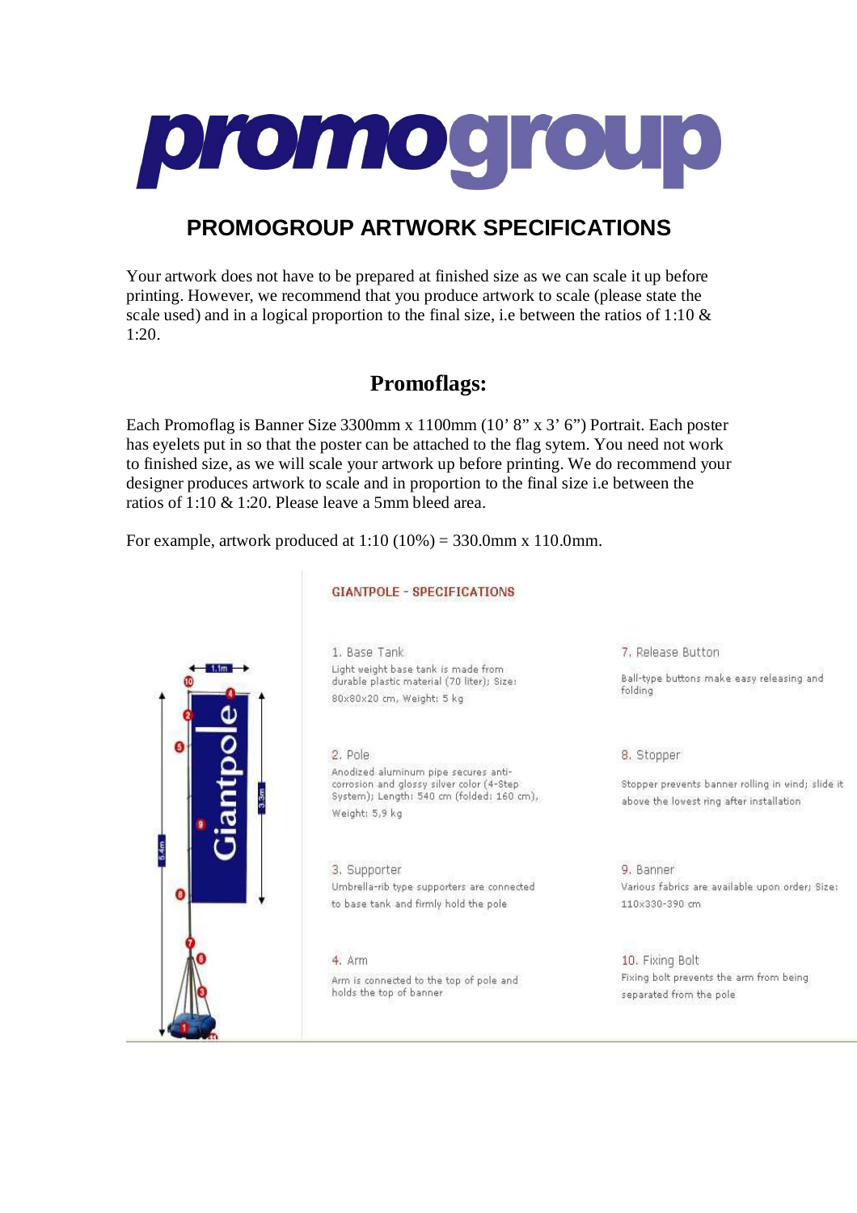# promogroup

## PROMOGROUP ARTWORK SPECIFICATIONS

Your artwork does not have to be prepared at finished size as we can scale it up before printing. However, we recommend that you produce artwork to scale (please state the scale used) and in a logical proportion to the final size, i.e between the ratios of 1:10 & 1:20.

## Promoflags:

Each Promoflag is Banner Size 3300mm x 1100mm (10' 8" x 3' 6") Portrait. Each poster has eyelets put in so that the poster can be attached to the flag sytem. You need not work to finished size, as we will scale your artwork up before printing. We do recommend your designer produces artwork to scale and in proportion to the final size i.e between the ratios of 1:10 & 1:20. Please leave a 5mm bleed area.

For example, artwork produced at 1:10 (10%) = 330.0mm x 110.0mm.

### GIANTPOLE - SPECIFICATIONS

1. Base Tank
Light weight base tank is made from durable plastic material (70 liter); Size: 80x80x20 cm, Weight: 5 kg

2. Pole
Anodized aluminum pipe secures anti-corrosion and glossy silver color (4-Step System); Length: 540 cm (folded: 160 cm), Weight: 5,9 kg

3. Supporter
Umbrella-rib type supporters are connected to base tank and firmly hold the pole

4. Arm
Arm is connected to the top of pole and holds the top of banner

7. Release Button
Ball-type buttons make easy releasing and folding

8. Stopper
Stopper prevents banner rolling in wind; slide it above the lowest ring after installation

9. Banner
Various fabrics are available upon order; Size: 110x330-390 cm

10. Fixing Bolt
Fixing bolt prevents the arm from being separated from the pole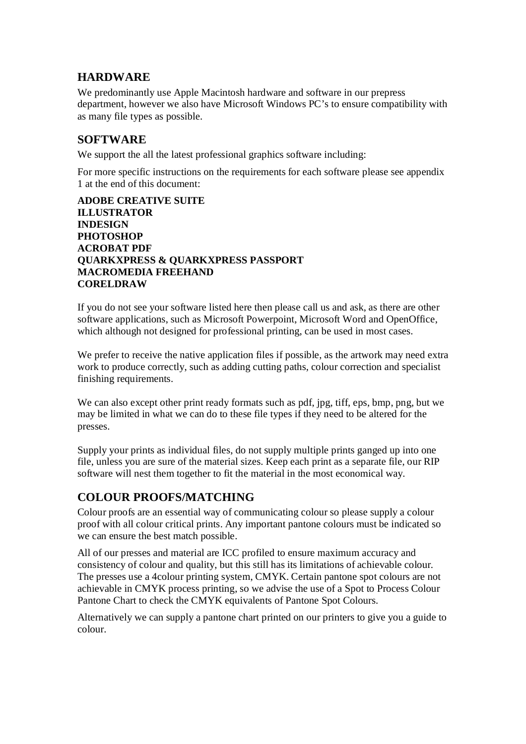## HARDWARE

We predominantly use Apple Macintosh hardware and software in our prepress department, however we also have Microsoft Windows PC's to ensure compatibility with as many file types as possible.

## SOFTWARE

We support the all the latest professional graphics software including:

For more specific instructions on the requirements for each software please see appendix 1 at the end of this document:

**ADOBE CREATIVE SUITE**
**ILLUSTRATOR**
**INDESIGN**
**PHOTOSHOP**
**ACROBAT PDF**
**QUARKXPRESS & QUARKXPRESS PASSPORT**
**MACROMEDIA FREEHAND**
**CORELDRAW**

If you do not see your software listed here then please call us and ask, as there are other software applications, such as Microsoft Powerpoint, Microsoft Word and OpenOffice, which although not designed for professional printing, can be used in most cases.

We prefer to receive the native application files if possible, as the artwork may need extra work to produce correctly, such as adding cutting paths, colour correction and specialist finishing requirements.

We can also except other print ready formats such as pdf, jpg, tiff, eps, bmp, png, but we may be limited in what we can do to these file types if they need to be altered for the presses.

Supply your prints as individual files, do not supply multiple prints ganged up into one file, unless you are sure of the material sizes. Keep each print as a separate file, our RIP software will nest them together to fit the material in the most economical way.

## COLOUR PROOFS/MATCHING

Colour proofs are an essential way of communicating colour so please supply a colour proof with all colour critical prints. Any important pantone colours must be indicated so we can ensure the best match possible.

All of our presses and material are ICC profiled to ensure maximum accuracy and consistency of colour and quality, but this still has its limitations of achievable colour. The presses use a 4colour printing system, CMYK. Certain pantone spot colours are not achievable in CMYK process printing, so we advise the use of a Spot to Process Colour Pantone Chart to check the CMYK equivalents of Pantone Spot Colours.

Alternatively we can supply a pantone chart printed on our printers to give you a guide to colour.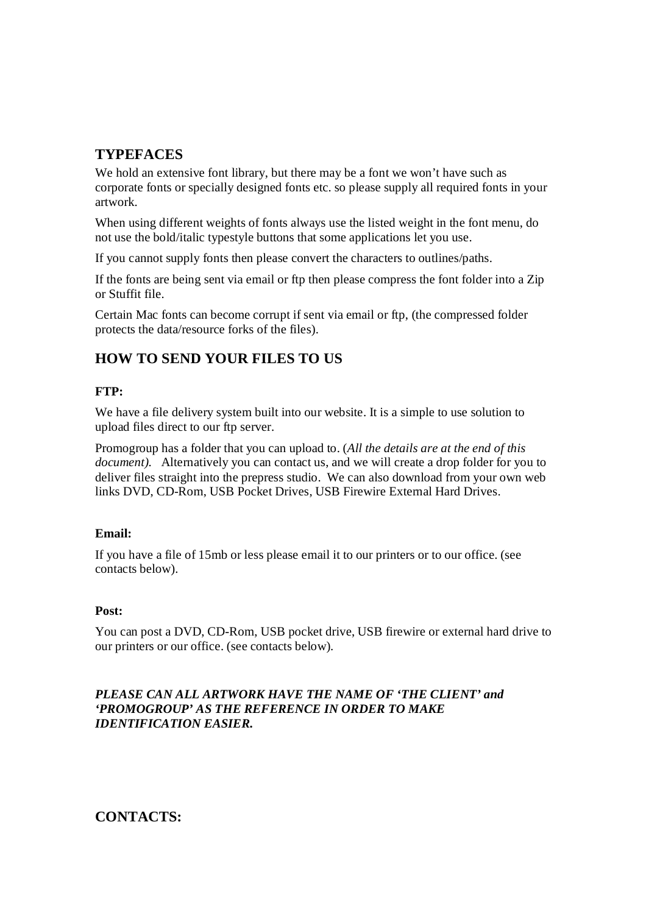## TYPEFACES

We hold an extensive font library, but there may be a font we won't have such as corporate fonts or specially designed fonts etc. so please supply all required fonts in your artwork.

When using different weights of fonts always use the listed weight in the font menu, do not use the bold/italic typestyle buttons that some applications let you use.

If you cannot supply fonts then please convert the characters to outlines/paths.

If the fonts are being sent via email or ftp then please compress the font folder into a Zip or Stuffit file.

Certain Mac fonts can become corrupt if sent via email or ftp, (the compressed folder protects the data/resource forks of the files).

## HOW TO SEND YOUR FILES TO US

**FTP:**

We have a file delivery system built into our website. It is a simple to use solution to upload files direct to our ftp server.

Promogroup has a folder that you can upload to. (*All the details are at the end of this document).* Alternatively you can contact us, and we will create a drop folder for you to deliver files straight into the prepress studio. We can also download from your own web links DVD, CD-Rom, USB Pocket Drives, USB Firewire External Hard Drives.

**Email:**

If you have a file of 15mb or less please email it to our printers or to our office. (see contacts below).

**Post:**

You can post a DVD, CD-Rom, USB pocket drive, USB firewire or external hard drive to our printers or our office. (see contacts below).

***PLEASE CAN ALL ARTWORK HAVE THE NAME OF 'THE CLIENT' and 'PROMOGROUP' AS THE REFERENCE IN ORDER TO MAKE IDENTIFICATION EASIER.***

## CONTACTS: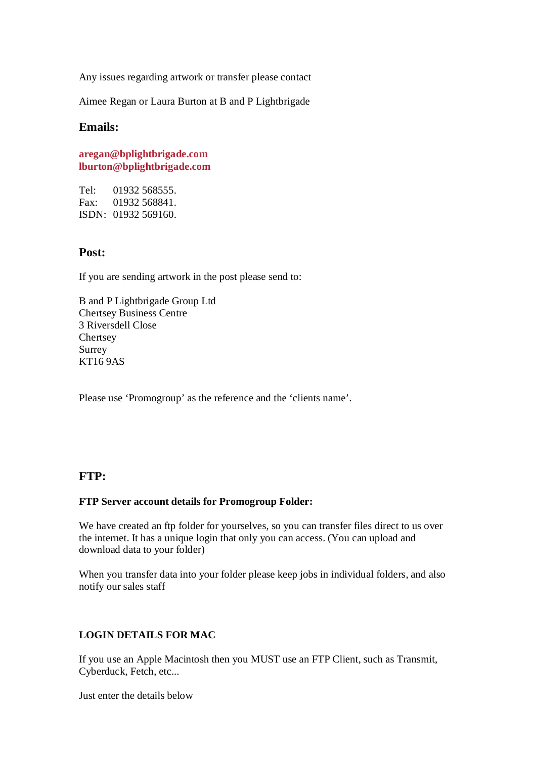Any issues regarding artwork or transfer please contact

Aimee Regan or Laura Burton at B and P Lightbrigade

## Emails:

**aregan@bplightbrigade.com**
**lburton@bplightbrigade.com**

Tel: 01932 568555.
Fax: 01932 568841.
ISDN: 01932 569160.

## Post:

If you are sending artwork in the post please send to:

B and P Lightbrigade Group Ltd
Chertsey Business Centre
3 Riversdell Close
Chertsey
Surrey
KT16 9AS

Please use 'Promogroup' as the reference and the 'clients name'.

## FTP:

**FTP Server account details for Promogroup Folder:**

We have created an ftp folder for yourselves, so you can transfer files direct to us over the internet. It has a unique login that only you can access. (You can upload and download data to your folder)

When you transfer data into your folder please keep jobs in individual folders, and also notify our sales staff

**LOGIN DETAILS FOR MAC**

If you use an Apple Macintosh then you MUST use an FTP Client, such as Transmit, Cyberduck, Fetch, etc...

Just enter the details below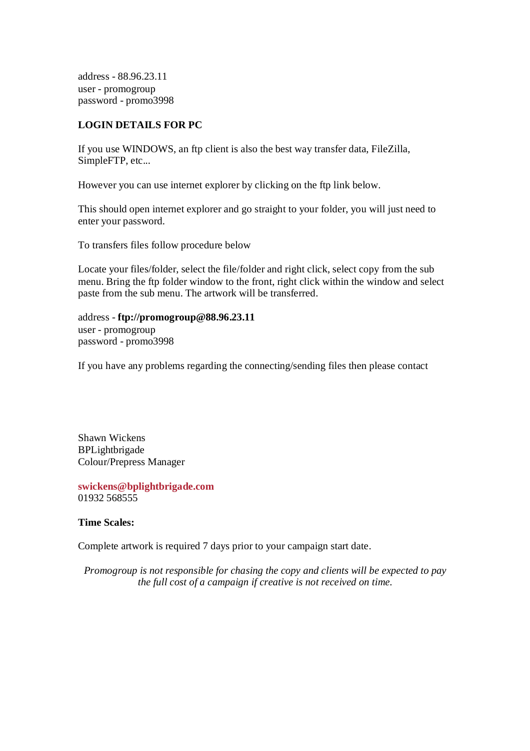address - 88.96.23.11
user - promogroup
password - promo3998

**LOGIN DETAILS FOR PC**

If you use WINDOWS, an ftp client is also the best way transfer data, FileZilla, SimpleFTP, etc...

However you can use internet explorer by clicking on the ftp link below.

This should open internet explorer and go straight to your folder, you will just need to enter your password.

To transfers files follow procedure below

Locate your files/folder, select the file/folder and right click, select copy from the sub menu. Bring the ftp folder window to the front, right click within the window and select paste from the sub menu. The artwork will be transferred.

address - **ftp://promogroup@88.96.23.11**
user - promogroup
password - promo3998

If you have any problems regarding the connecting/sending files then please contact

Shawn Wickens
BPLightbrigade
Colour/Prepress Manager

**swickens@bplightbrigade.com**
01932 568555

**Time Scales:**

Complete artwork is required 7 days prior to your campaign start date.

*Promogroup is not responsible for chasing the copy and clients will be expected to pay the full cost of a campaign if creative is not received on time.*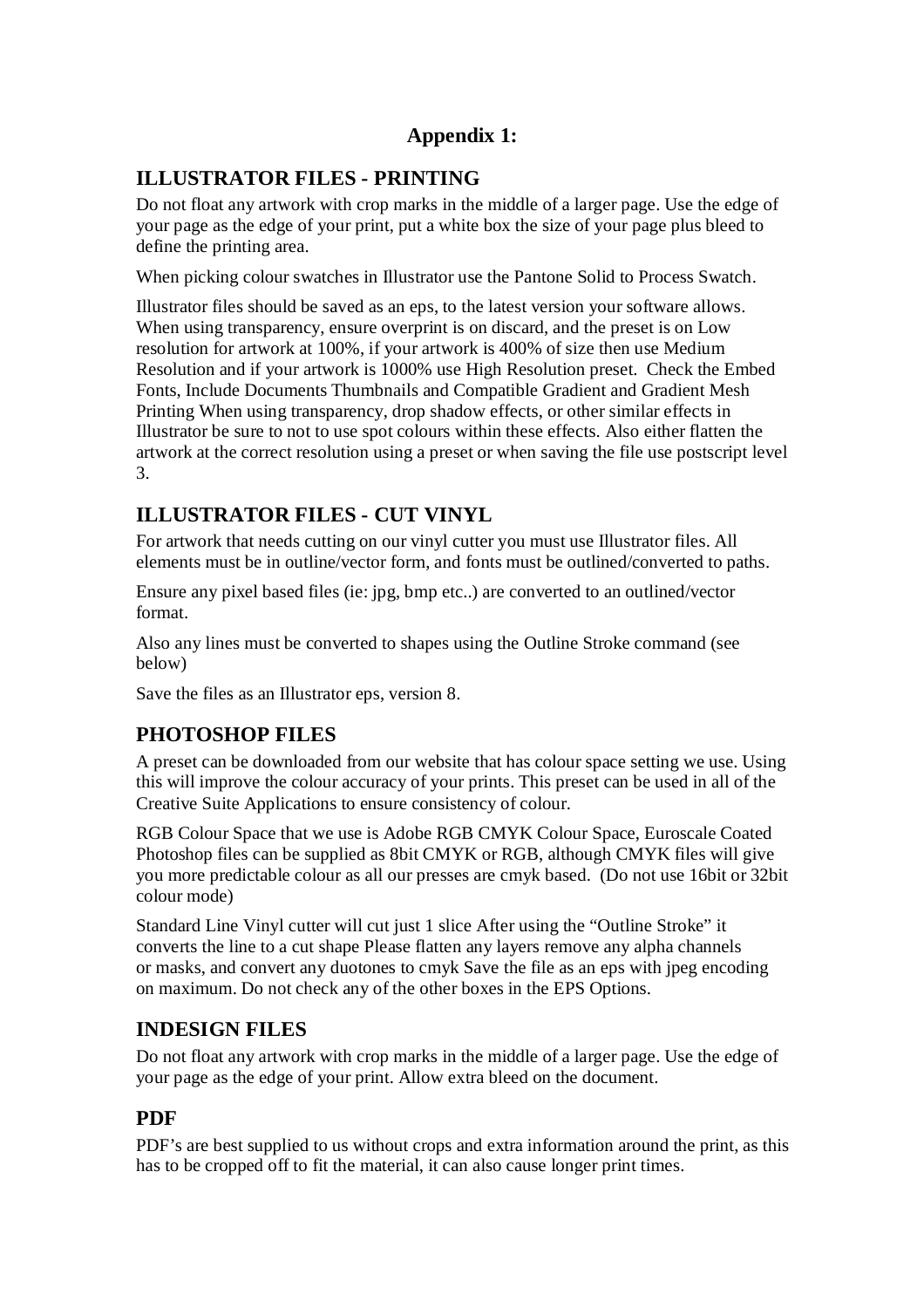# Appendix 1:

## ILLUSTRATOR FILES - PRINTING

Do not float any artwork with crop marks in the middle of a larger page. Use the edge of your page as the edge of your print, put a white box the size of your page plus bleed to define the printing area.

When picking colour swatches in Illustrator use the Pantone Solid to Process Swatch.

Illustrator files should be saved as an eps, to the latest version your software allows. When using transparency, ensure overprint is on discard, and the preset is on Low resolution for artwork at 100%, if your artwork is 400% of size then use Medium Resolution and if your artwork is 1000% use High Resolution preset. Check the Embed Fonts, Include Documents Thumbnails and Compatible Gradient and Gradient Mesh Printing When using transparency, drop shadow effects, or other similar effects in Illustrator be sure to not to use spot colours within these effects. Also either flatten the artwork at the correct resolution using a preset or when saving the file use postscript level 3.

## ILLUSTRATOR FILES - CUT VINYL

For artwork that needs cutting on our vinyl cutter you must use Illustrator files. All elements must be in outline/vector form, and fonts must be outlined/converted to paths.

Ensure any pixel based files (ie: jpg, bmp etc..) are converted to an outlined/vector format.

Also any lines must be converted to shapes using the Outline Stroke command (see below)

Save the files as an Illustrator eps, version 8.

## PHOTOSHOP FILES

A preset can be downloaded from our website that has colour space setting we use. Using this will improve the colour accuracy of your prints. This preset can be used in all of the Creative Suite Applications to ensure consistency of colour.

RGB Colour Space that we use is Adobe RGB CMYK Colour Space, Euroscale Coated Photoshop files can be supplied as 8bit CMYK or RGB, although CMYK files will give you more predictable colour as all our presses are cmyk based. (Do not use 16bit or 32bit colour mode)

Standard Line Vinyl cutter will cut just 1 slice After using the "Outline Stroke" it converts the line to a cut shape Please flatten any layers remove any alpha channels or masks, and convert any duotones to cmyk Save the file as an eps with jpeg encoding on maximum. Do not check any of the other boxes in the EPS Options.

## INDESIGN FILES

Do not float any artwork with crop marks in the middle of a larger page. Use the edge of your page as the edge of your print. Allow extra bleed on the document.

## PDF

PDF's are best supplied to us without crops and extra information around the print, as this has to be cropped off to fit the material, it can also cause longer print times.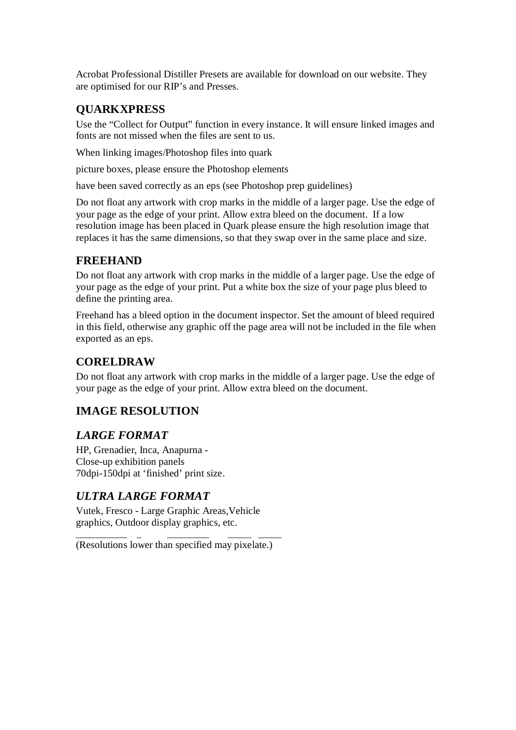Acrobat Professional Distiller Presets are available for download on our website. They are optimised for our RIP's and Presses.

## QUARKXPRESS

Use the "Collect for Output" function in every instance. It will ensure linked images and fonts are not missed when the files are sent to us.

When linking images/Photoshop files into quark

picture boxes, please ensure the Photoshop elements

have been saved correctly as an eps (see Photoshop prep guidelines)

Do not float any artwork with crop marks in the middle of a larger page. Use the edge of your page as the edge of your print. Allow extra bleed on the document. If a low resolution image has been placed in Quark please ensure the high resolution image that replaces it has the same dimensions, so that they swap over in the same place and size.

## FREEHAND

Do not float any artwork with crop marks in the middle of a larger page. Use the edge of your page as the edge of your print. Put a white box the size of your page plus bleed to define the printing area.

Freehand has a bleed option in the document inspector. Set the amount of bleed required in this field, otherwise any graphic off the page area will not be included in the file when exported as an eps.

## CORELDRAW

Do not float any artwork with crop marks in the middle of a larger page. Use the edge of your page as the edge of your print. Allow extra bleed on the document.

## IMAGE RESOLUTION

### *LARGE FORMAT*

HP, Grenadier, Inca, Anapurna -
Close-up exhibition panels
70dpi-150dpi at 'finished' print size.

### *ULTRA LARGE FORMAT*

Vutek, Fresco - Large Graphic Areas,Vehicle
graphics, Outdoor display graphics, etc.

__________ _ ________ _____ _____
(Resolutions lower than specified may pixelate.)